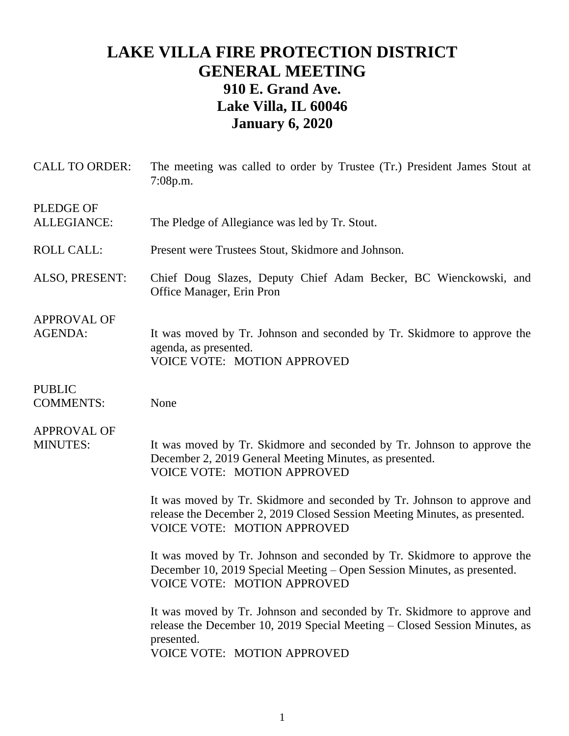# LAKE VILLA FIRE PROTECTION DISTRICT
# GENERAL MEETING
## 910 E. Grand Ave.
## Lake Villa, IL 60046
## January 6, 2020

CALL TO ORDER: The meeting was called to order by Trustee (Tr.) President James Stout at 7:08p.m.

PLEDGE OF ALLEGIANCE: The Pledge of Allegiance was led by Tr. Stout.

ROLL CALL: Present were Trustees Stout, Skidmore and Johnson.

ALSO, PRESENT: Chief Doug Slazes, Deputy Chief Adam Becker, BC Wienckowski, and Office Manager, Erin Pron

APPROVAL OF AGENDA: It was moved by Tr. Johnson and seconded by Tr. Skidmore to approve the agenda, as presented.
VOICE VOTE: MOTION APPROVED

PUBLIC COMMENTS: None

APPROVAL OF MINUTES: It was moved by Tr. Skidmore and seconded by Tr. Johnson to approve the December 2, 2019 General Meeting Minutes, as presented.
VOICE VOTE: MOTION APPROVED

It was moved by Tr. Skidmore and seconded by Tr. Johnson to approve and release the December 2, 2019 Closed Session Meeting Minutes, as presented.
VOICE VOTE: MOTION APPROVED

It was moved by Tr. Johnson and seconded by Tr. Skidmore to approve the December 10, 2019 Special Meeting – Open Session Minutes, as presented.
VOICE VOTE: MOTION APPROVED

It was moved by Tr. Johnson and seconded by Tr. Skidmore to approve and release the December 10, 2019 Special Meeting – Closed Session Minutes, as presented.
VOICE VOTE: MOTION APPROVED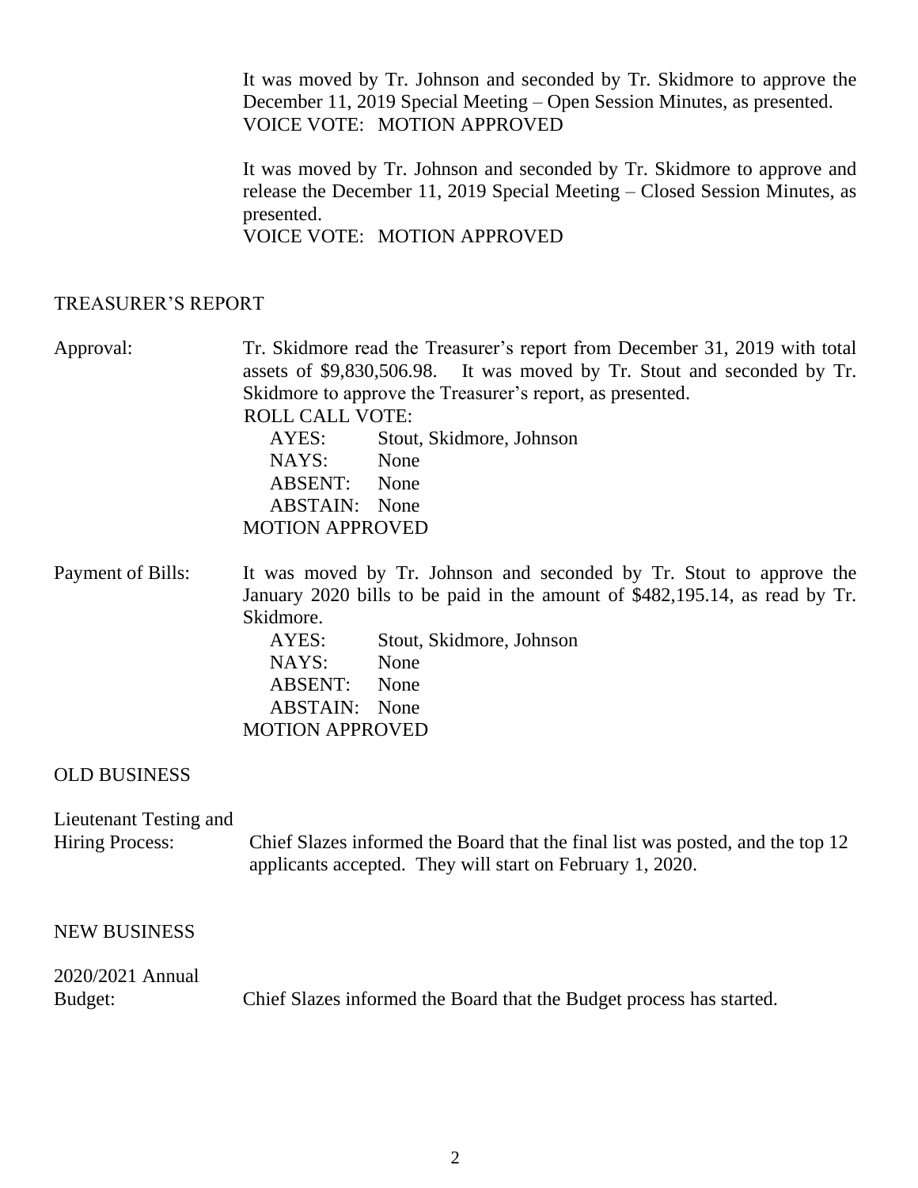It was moved by Tr. Johnson and seconded by Tr. Skidmore to approve the December 11, 2019 Special Meeting – Open Session Minutes, as presented.
VOICE VOTE: MOTION APPROVED

It was moved by Tr. Johnson and seconded by Tr. Skidmore to approve and release the December 11, 2019 Special Meeting – Closed Session Minutes, as presented.
VOICE VOTE: MOTION APPROVED

## TREASURER'S REPORT

**Approval:** Tr. Skidmore read the Treasurer's report from December 31, 2019 with total assets of $9,830,506.98. It was moved by Tr. Stout and seconded by Tr. Skidmore to approve the Treasurer's report, as presented.

ROLL CALL VOTE:
- AYES: Stout, Skidmore, Johnson
- NAYS: None
- ABSENT: None
- ABSTAIN: None

MOTION APPROVED

**Payment of Bills:** It was moved by Tr. Johnson and seconded by Tr. Stout to approve the January 2020 bills to be paid in the amount of $482,195.14, as read by Tr. Skidmore.
- AYES: Stout, Skidmore, Johnson
- NAYS: None
- ABSENT: None
- ABSTAIN: None

MOTION APPROVED

## OLD BUSINESS

**Lieutenant Testing and Hiring Process:** Chief Slazes informed the Board that the final list was posted, and the top 12 applicants accepted. They will start on February 1, 2020.

## NEW BUSINESS

**2020/2021 Annual Budget:** Chief Slazes informed the Board that the Budget process has started.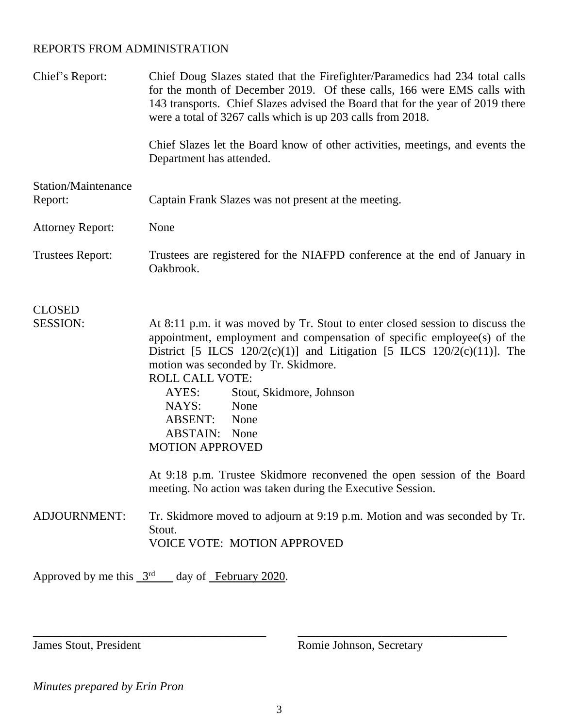## REPORTS FROM ADMINISTRATION

**Chief's Report:** Chief Doug Slazes stated that the Firefighter/Paramedics had 234 total calls for the month of December 2019. Of these calls, 166 were EMS calls with 143 transports. Chief Slazes advised the Board that for the year of 2019 there were a total of 3267 calls which is up 203 calls from 2018.

Chief Slazes let the Board know of other activities, meetings, and events the Department has attended.

**Station/Maintenance Report:** Captain Frank Slazes was not present at the meeting.

**Attorney Report:** None

**Trustees Report:** Trustees are registered for the NIAFPD conference at the end of January in Oakbrook.

**CLOSED SESSION:** At 8:11 p.m. it was moved by Tr. Stout to enter closed session to discuss the appointment, employment and compensation of specific employee(s) of the District [5 ILCS 120/2(c)(1)] and Litigation [5 ILCS 120/2(c)(11)]. The motion was seconded by Tr. Skidmore.

ROLL CALL VOTE:

- AYES: Stout, Skidmore, Johnson
- NAYS: None
- ABSENT: None
- ABSTAIN: None

MOTION APPROVED

At 9:18 p.m. Trustee Skidmore reconvened the open session of the Board meeting. No action was taken during the Executive Session.

**ADJOURNMENT:** Tr. Skidmore moved to adjourn at 9:19 p.m. Motion and was seconded by Tr. Stout.

VOICE VOTE: MOTION APPROVED

Approved by me this 3rd day of February 2020.

\_\_\_\_\_\_\_\_\_\_\_\_\_\_\_\_\_\_\_\_\_\_\_\_\_\_\_\_\_\_\_\_\_\_\_\_\_\_
James Stout, President

\_\_\_\_\_\_\_\_\_\_\_\_\_\_\_\_\_\_\_\_\_\_\_\_\_\_\_\_\_\_\_\_\_\_\_\_\_\_
Romie Johnson, Secretary

*Minutes prepared by Erin Pron*